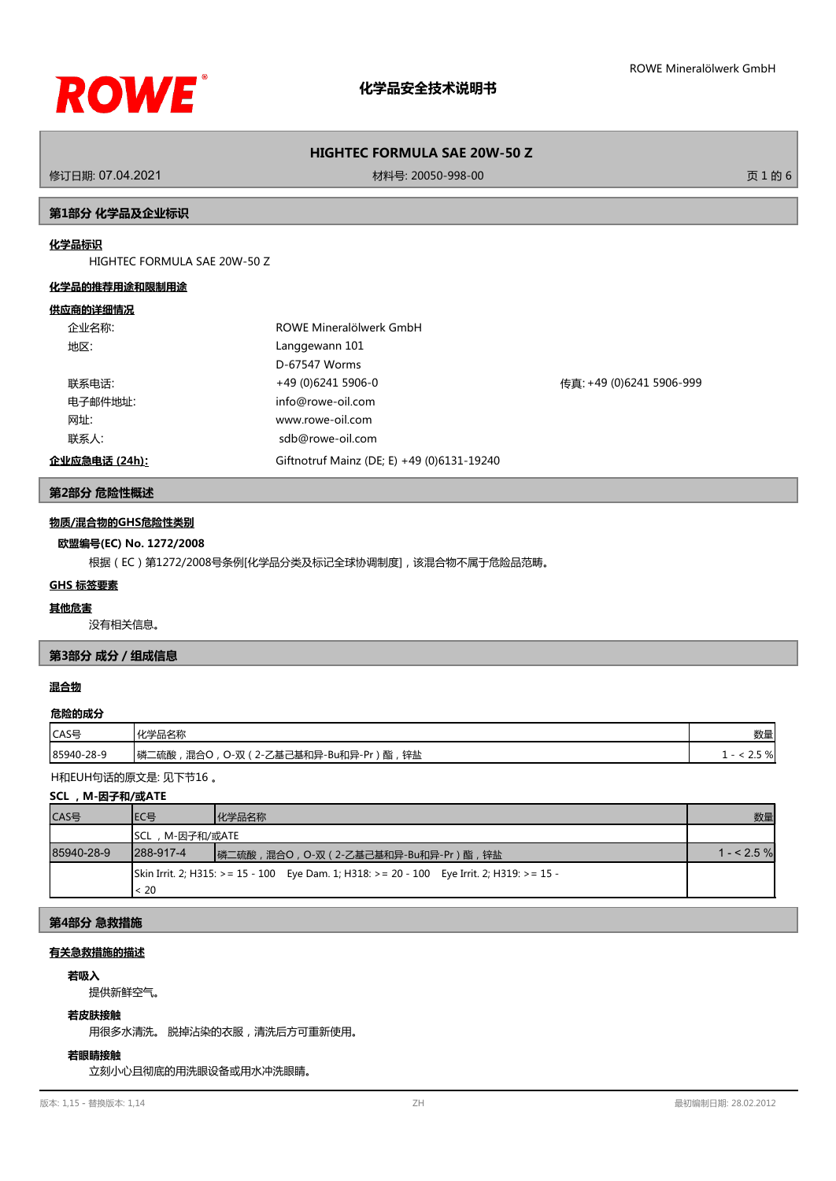# 化学品安全技术说明书

## HIGHTEC FORMULA SAE 20W-50 Z

修订日期: 07.04.2021　　材料号: 20050-998-00

## 第1部分 化学品及企业标识

**化学品标识**

HIGHTEC FORMULA SAE 20W-50 Z

**化学品的推荐用途和限制用途**

**供应商的详细情况**

| | | |
|---|---|---|
| 企业名称: | ROWE Mineralölwerk GmbH | |
| 地区: | Langgewann 101<br>D-67547 Worms | |
| 联系电话: | +49 (0)6241 5906-0 | 传真: +49 (0)6241 5906-999 |
| 电子邮件地址: | info@rowe-oil.com | |
| 网址: | www.rowe-oil.com | |
| 联系人: | sdb@rowe-oil.com | |
| **企业应急电话 (24h):** | Giftnotruf Mainz (DE; E) +49 (0)6131-19240 | |

## 第2部分 危险性概述

**物质/混合物的GHS危险性类别**

**欧盟编号(EC) No. 1272/2008**

根据（EC）第1272/2008号条例[化学品分类及标记全球协调制度]，该混合物不属于危险品范畴。

**GHS 标签要素**

**其他危害**

没有相关信息。

## 第3部分 成分 / 组成信息

**混合物**

**危险的成分**

| CAS号 | 化学品名称 | 数量 |
|---|---|---|
| 85940-28-9 | 磷二硫酸，混合O，O-双（2-乙基己基和异-Bu和异-Pr）酯，锌盐 | 1 - < 2.5 % |

H和EUH句话的原文是: 见下节16 。

**SCL ，M-因子和/或ATE**

| CAS号 | EC号 | 化学品名称 | 数量 |
|---|---|---|---|
| | SCL ，M-因子和/或ATE | | |
| 85940-28-9 | 288-917-4 | 磷二硫酸，混合O，O-双（2-乙基己基和异-Bu和异-Pr）酯，锌盐 | 1 - < 2.5 % |
| | Skin Irrit. 2; H315: >= 15 - 100　Eye Dam. 1; H318: >= 20 - 100　Eye Irrit. 2; H319: >= 15 - < 20 | | |

## 第4部分 急救措施

**有关急救措施的描述**

**若吸入**

提供新鲜空气。

**若皮肤接触**

用很多水清洗。 脱掉沾染的衣服，清洗后方可重新使用。

**若眼睛接触**

立刻小心且彻底的用洗眼设备或用水冲洗眼睛。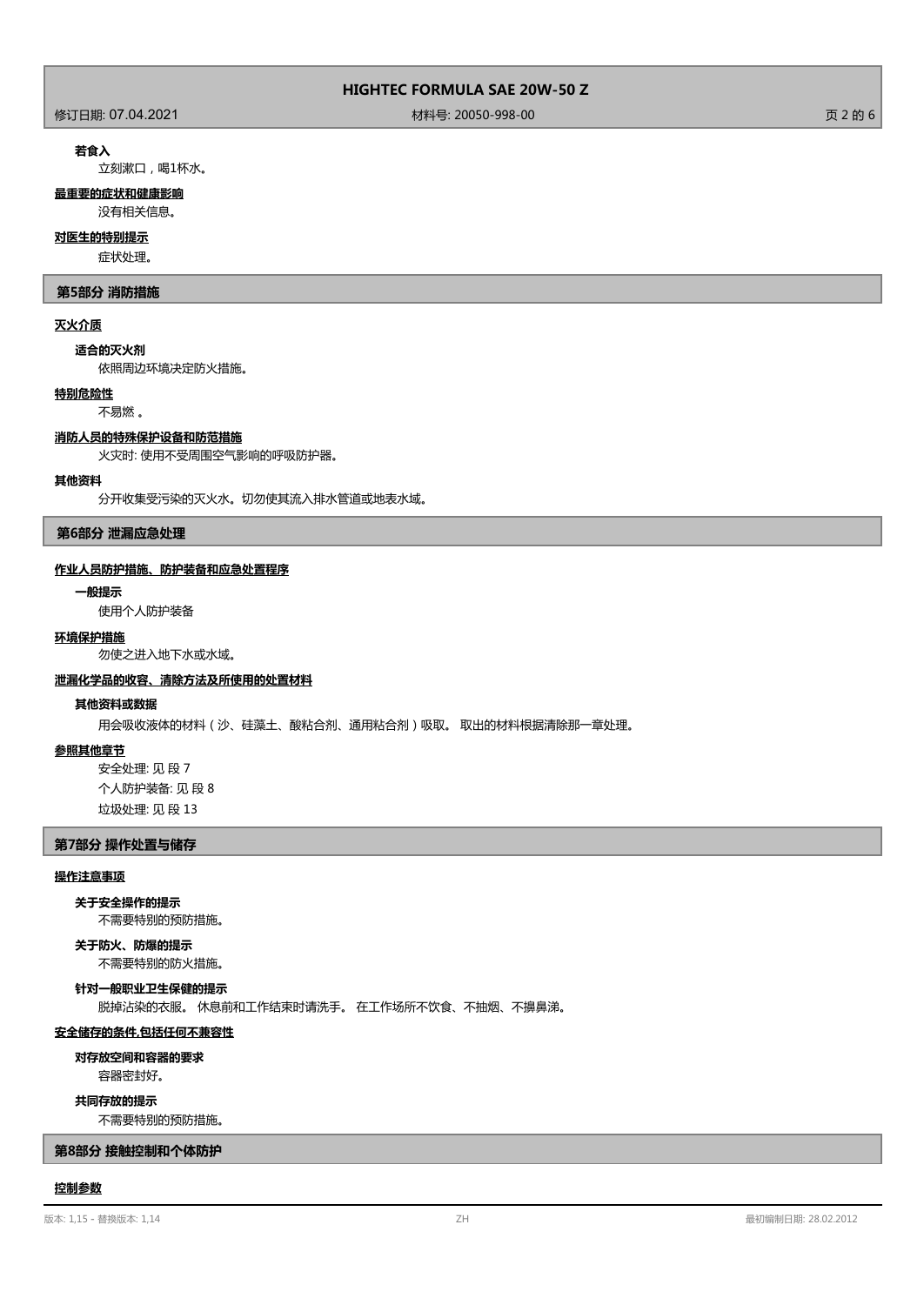**若食入**

立刻漱口，喝1杯水。

**最重要的症状和健康影响**

没有相关信息。

**对医生的特别提示**

症状处理。

## 第5部分 消防措施

**灭火介质**

**适合的灭火剂**

依照周边环境决定防火措施。

**特别危险性**

不易燃 。

**消防人员的特殊保护设备和防范措施**

火灾时: 使用不受周围空气影响的呼吸防护器。

**其他资料**

分开收集受污染的灭火水。切勿使其流入排水管道或地表水域。

## 第6部分 泄漏应急处理

**作业人员防护措施、防护装备和应急处置程序**

**一般提示**

使用个人防护装备

**环境保护措施**

勿使之进入地下水或水域。

**泄漏化学品的收容、清除方法及所使用的处置材料**

**其他资料或数据**

用会吸收液体的材料（沙、硅藻土、酸粘合剂、通用粘合剂）吸取。 取出的材料根据清除那一章处理。

**参照其他章节**

安全处理: 见 段 7

个人防护装备: 见 段 8

垃圾处理: 见 段 13

## 第7部分 操作处置与储存

**操作注意事项**

**关于安全操作的提示**

不需要特别的预防措施。

**关于防火、防爆的提示**

不需要特别的防火措施。

**针对一般职业卫生保健的提示**

脱掉沾染的衣服。 休息前和工作结束时请洗手。 在工作场所不饮食、不抽烟、不擤鼻涕。

**安全储存的条件,包括任何不兼容性**

**对存放空间和容器的要求**

容器密封好。

**共同存放的提示**

不需要特别的预防措施。

## 第8部分 接触控制和个体防护

**控制参数**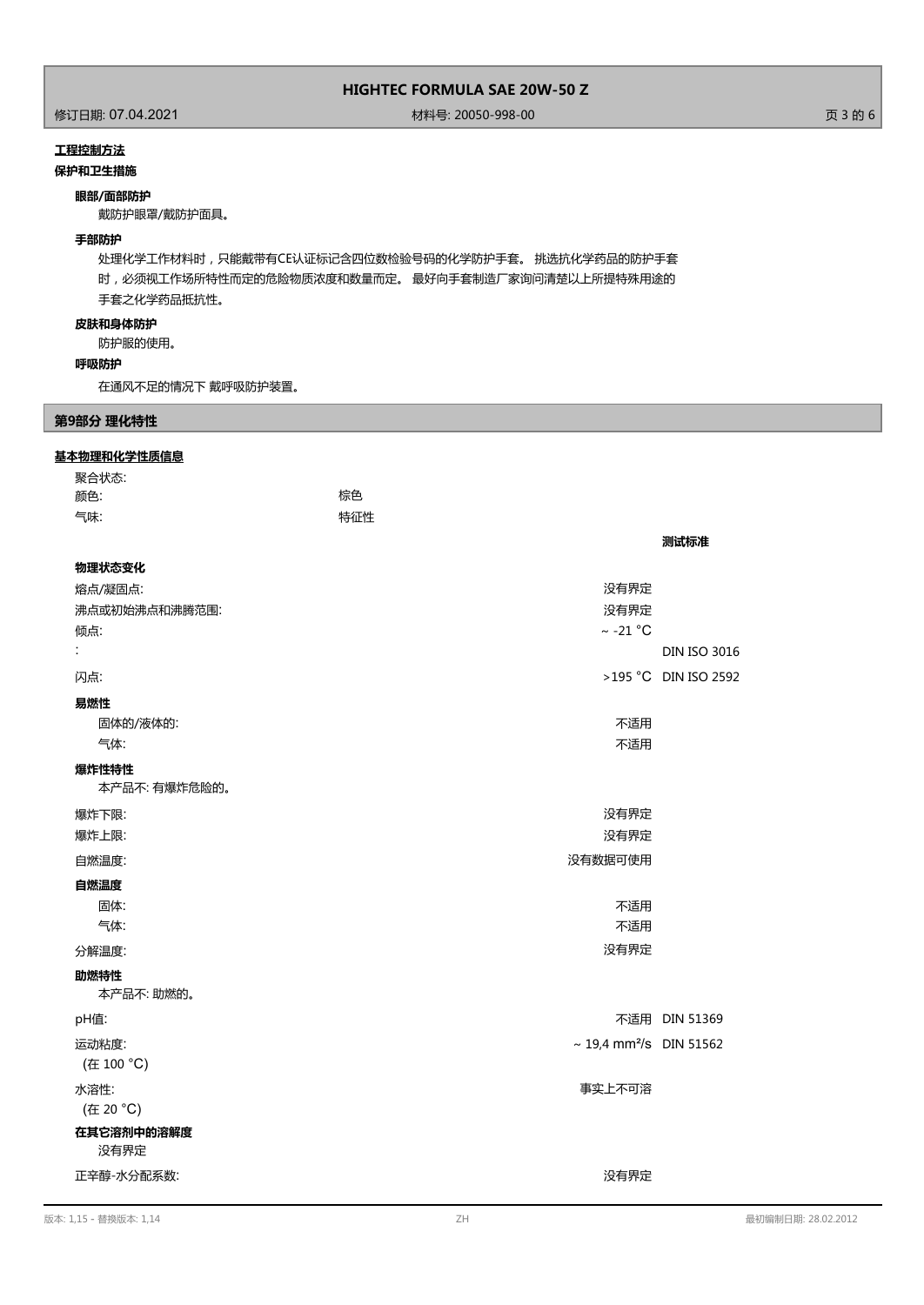**工程控制方法**

**保护和卫生措施**

**眼部/面部防护**

戴防护眼罩/戴防护面具。

**手部防护**

处理化学工作材料时，只能戴带有CE认证标记含四位数检验号码的化学防护手套。 挑选抗化学药品的防护手套时，必须视工作场所特性而定的危险物质浓度和数量而定。 最好向手套制造厂家询问清楚以上所提特殊用途的手套之化学药品抵抗性。

**皮肤和身体防护**

防护服的使用。

**呼吸防护**

在通风不足的情况下 戴呼吸防护装置。

## 第9部分 理化特性

**基本物理和化学性质信息**

| | | |
|---|---|---|
| 聚合状态: | | |
| 颜色: | 棕色 | |
| 气味: | 特征性 | |
| | | **测试标准** |
| **物理状态变化** | | |
| 熔点/凝固点: | 没有界定 | |
| 沸点或初始沸点和沸腾范围: | 没有界定 | |
| 倾点: | ~ -21 °C | |
| : | | DIN ISO 3016 |
| 闪点: | >195 °C | DIN ISO 2592 |
| **易燃性** | | |
| 固体的/液体的: | 不适用 | |
| 气体: | 不适用 | |
| **爆炸性特性** | | |
| 本产品不: 有爆炸危险的。 | | |
| 爆炸下限: | 没有界定 | |
| 爆炸上限: | 没有界定 | |
| 自燃温度: | 没有数据可使用 | |
| **自燃温度** | | |
| 固体: | 不适用 | |
| 气体: | 不适用 | |
| 分解温度: | 没有界定 | |
| **助燃特性** | | |
| 本产品不: 助燃的。 | | |
| pH值: | 不适用 | DIN 51369 |
| 运动粘度: (在 100 °C) | ~ 19,4 mm²/s | DIN 51562 |
| 水溶性: (在 20 °C) | 事实上不可溶 | |
| **在其它溶剂中的溶解度** | | |
| 没有界定 | | |
| 正辛醇-水分配系数: | 没有界定 | |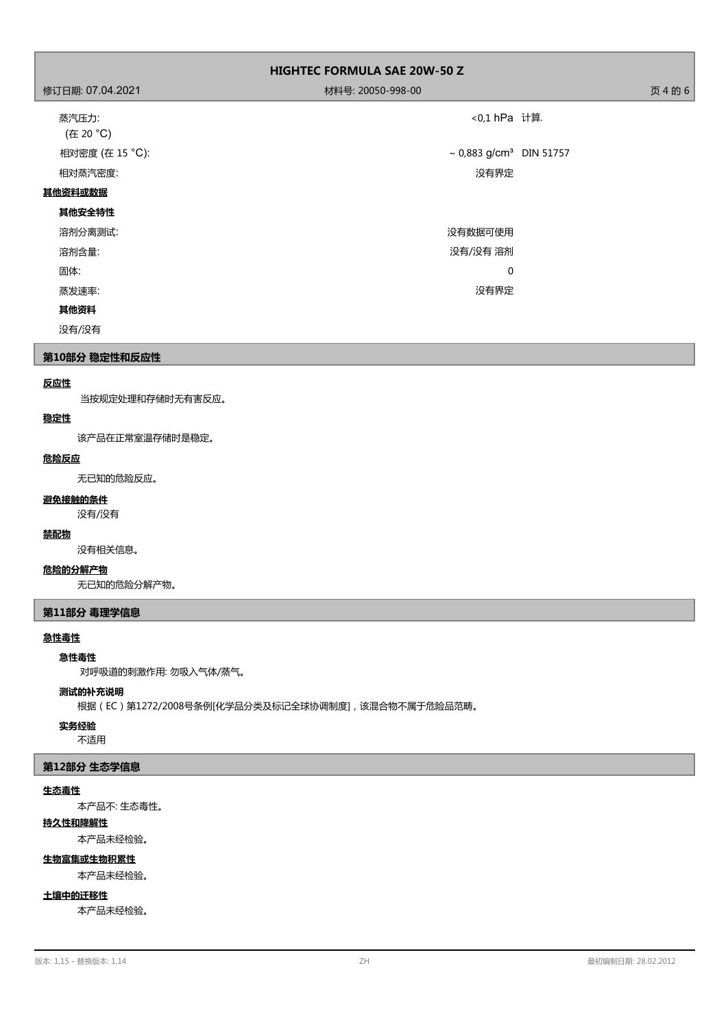| | | |
|---|---|---|
| 蒸汽压力: (在 20 °C) | <0,1 hPa | 计算. |
| 相对密度 (在 15 °C): | ~ 0,883 g/cm³ | DIN 51757 |
| 相对蒸汽密度: | 没有界定 | |

**其他资料或数据**

**其他安全特性**

| | |
|---|---|
| 溶剂分离测试: | 没有数据可使用 |
| 溶剂含量: | 没有/没有 溶剂 |
| 固体: | 0 |
| 蒸发速率: | 没有界定 |

**其他资料**

没有/没有

## 第10部分 稳定性和反应性

**反应性**

当按规定处理和存储时无有害反应。

**稳定性**

该产品在正常室温存储时是稳定。

**危险反应**

无已知的危险反应。

**避免接触的条件**

没有/没有

**禁配物**

没有相关信息。

**危险的分解产物**

无已知的危险分解产物。

## 第11部分 毒理学信息

**急性毒性**

**急性毒性**

对呼吸道的刺激作用: 勿吸入气体/蒸气。

**测试的补充说明**

根据（EC）第1272/2008号条例[化学品分类及标记全球协调制度]，该混合物不属于危险品范畴。

**实务经验**

不适用

## 第12部分 生态学信息

**生态毒性**

本产品不: 生态毒性。

**持久性和降解性**

本产品未经检验。

**生物富集或生物积累性**

本产品未经检验。

**土壤中的迁移性**

本产品未经检验。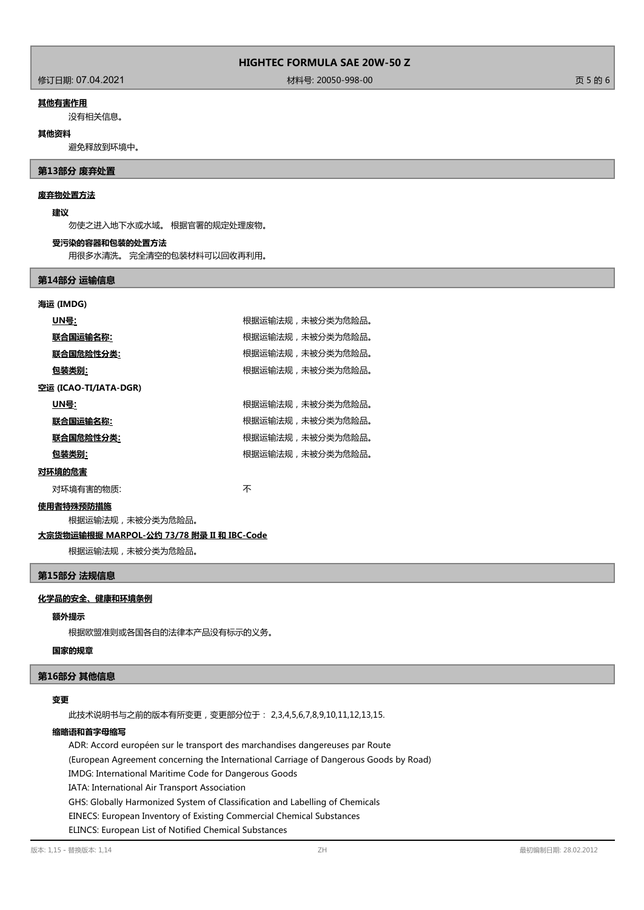**其他有害作用**

没有相关信息。

**其他资料**

避免释放到环境中。

## 第13部分 废弃处置

**废弃物处置方法**

**建议**

勿使之进入地下水或水域。 根据官署的规定处理废物。

**受污染的容器和包装的处置方法**

用很多水清洗。 完全清空的包装材料可以回收再利用。

## 第14部分 运输信息

**海运 (IMDG)**

| | |
|---|---|
| **UN号:** | 根据运输法规，未被分类为危险品。 |
| **联合国运输名称:** | 根据运输法规，未被分类为危险品。 |
| **联合国危险性分类:** | 根据运输法规，未被分类为危险品。 |
| **包装类别:** | 根据运输法规，未被分类为危险品。 |

**空运 (ICAO-TI/IATA-DGR)**

| | |
|---|---|
| **UN号:** | 根据运输法规，未被分类为危险品。 |
| **联合国运输名称:** | 根据运输法规，未被分类为危险品。 |
| **联合国危险性分类:** | 根据运输法规，未被分类为危险品。 |
| **包装类别:** | 根据运输法规，未被分类为危险品。 |

**对环境的危害**

对环境有害的物质: 不

**使用者特殊预防措施**

根据运输法规，未被分类为危险品。

**大宗货物运输根据 MARPOL-公约 73/78 附录 II 和 IBC-Code**

根据运输法规，未被分类为危险品。

## 第15部分 法规信息

**化学品的安全、健康和环境条例**

**额外提示**

根据欧盟准则或各国各自的法律本产品没有标示的义务。

**国家的规章**

## 第16部分 其他信息

**变更**

此技术说明书与之前的版本有所变更，变更部分位于： 2,3,4,5,6,7,8,9,10,11,12,13,15.

**缩略语和首字母缩写**

ADR: Accord européen sur le transport des marchandises dangereuses par Route
(European Agreement concerning the International Carriage of Dangerous Goods by Road)
IMDG: International Maritime Code for Dangerous Goods
IATA: International Air Transport Association
GHS: Globally Harmonized System of Classification and Labelling of Chemicals
EINECS: European Inventory of Existing Commercial Chemical Substances
ELINCS: European List of Notified Chemical Substances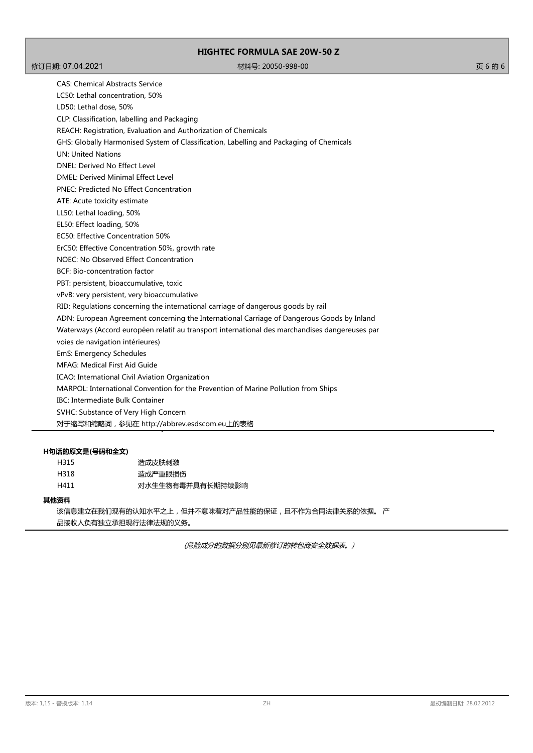CAS: Chemical Abstracts Service
LC50: Lethal concentration, 50%
LD50: Lethal dose, 50%
CLP: Classification, labelling and Packaging
REACH: Registration, Evaluation and Authorization of Chemicals
GHS: Globally Harmonised System of Classification, Labelling and Packaging of Chemicals
UN: United Nations
DNEL: Derived No Effect Level
DMEL: Derived Minimal Effect Level
PNEC: Predicted No Effect Concentration
ATE: Acute toxicity estimate
LL50: Lethal loading, 50%
EL50: Effect loading, 50%
EC50: Effective Concentration 50%
ErC50: Effective Concentration 50%, growth rate
NOEC: No Observed Effect Concentration
BCF: Bio-concentration factor
PBT: persistent, bioaccumulative, toxic
vPvB: very persistent, very bioaccumulative
RID: Regulations concerning the international carriage of dangerous goods by rail
ADN: European Agreement concerning the International Carriage of Dangerous Goods by Inland Waterways (Accord européen relatif au transport international des marchandises dangereuses par voies de navigation intérieures)
EmS: Emergency Schedules
MFAG: Medical First Aid Guide
ICAO: International Civil Aviation Organization
MARPOL: International Convention for the Prevention of Marine Pollution from Ships
IBC: Intermediate Bulk Container
SVHC: Substance of Very High Concern
对于缩写和缩略词，参见在 http://abbrev.esdscom.eu上的表格

**H句话的原文是(号码和全文)**

| | |
|---|---|
| H315 | 造成皮肤刺激 |
| H318 | 造成严重眼损伤 |
| H411 | 对水生生物有毒并具有长期持续影响 |

**其他资料**

该信息建立在我们现有的认知水平之上，但并不意味着对产品性能的保证，且不作为合同法律关系的依据。 产品接收人负有独立承担现行法律法规的义务。

*(危险成分的数据分别见最新修订的转包商安全数据表。)*